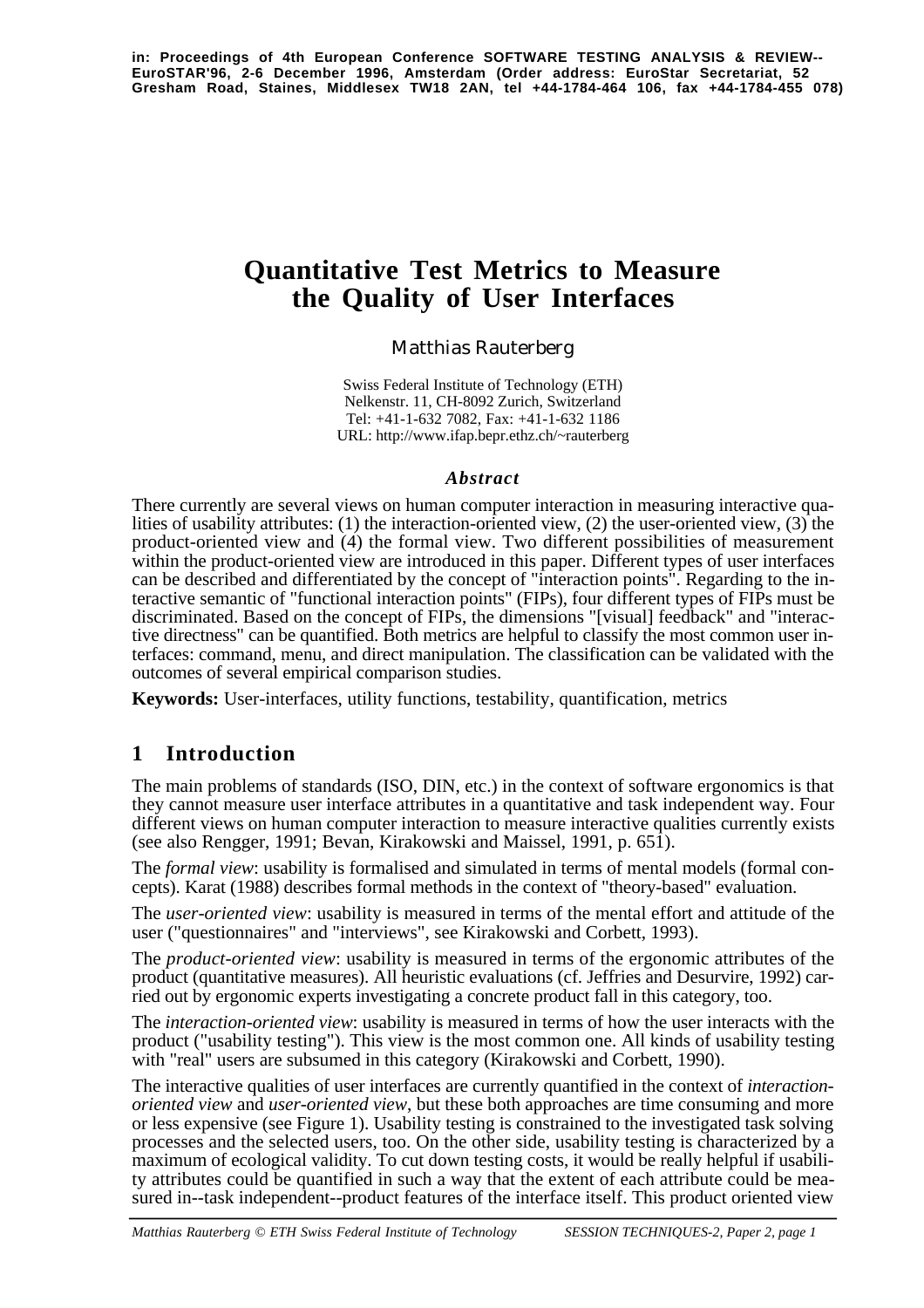in: Proceedings of 4th European Conference SOFTWARE TESTING ANALYSIS & REVIEW--EuroSTAR'96, 2-6 December 1996, Amsterdam (Order address: EuroStar Secretariat, 52 Gresham Road, Staines, Middlesex TW18 2AN, tel +44-1784-464 106, fax +44-1784-455 078)

# Quantitative Test Metrics to Measure the Quality of User Interfaces

Matthias Rauterberg

Swiss Federal Institute of Technology (ETH)
Nelkenstr. 11, CH-8092 Zurich, Switzerland
Tel: +41-1-632 7082, Fax: +41-1-632 1186
URL: http://www.ifap.bepr.ethz.ch/~rauterberg

### *Abstract*

There currently are several views on human computer interaction in measuring interactive qualities of usability attributes: (1) the interaction-oriented view, (2) the user-oriented view, (3) the product-oriented view and (4) the formal view. Two different possibilities of measurement within the product-oriented view are introduced in this paper. Different types of user interfaces can be described and differentiated by the concept of "interaction points". Regarding to the interactive semantic of "functional interaction points" (FIPs), four different types of FIPs must be discriminated. Based on the concept of FIPs, the dimensions "[visual] feedback" and "interactive directness" can be quantified. Both metrics are helpful to classify the most common user interfaces: command, menu, and direct manipulation. The classification can be validated with the outcomes of several empirical comparison studies.

**Keywords:** User-interfaces, utility functions, testability, quantification, metrics

## 1 Introduction

The main problems of standards (ISO, DIN, etc.) in the context of software ergonomics is that they cannot measure user interface attributes in a quantitative and task independent way. Four different views on human computer interaction to measure interactive qualities currently exists (see also Rengger, 1991; Bevan, Kirakowski and Maissel, 1991, p. 651).

The *formal view*: usability is formalised and simulated in terms of mental models (formal concepts). Karat (1988) describes formal methods in the context of "theory-based" evaluation.

The *user-oriented view*: usability is measured in terms of the mental effort and attitude of the user ("questionnaires" and "interviews", see Kirakowski and Corbett, 1993).

The *product-oriented view*: usability is measured in terms of the ergonomic attributes of the product (quantitative measures). All heuristic evaluations (cf. Jeffries and Desurvire, 1992) carried out by ergonomic experts investigating a concrete product fall in this category, too.

The *interaction-oriented view*: usability is measured in terms of how the user interacts with the product ("usability testing"). This view is the most common one. All kinds of usability testing with "real" users are subsumed in this category (Kirakowski and Corbett, 1990).

The interactive qualities of user interfaces are currently quantified in the context of *interaction-oriented view* and *user-oriented view*, but these both approaches are time consuming and more or less expensive (see Figure 1). Usability testing is constrained to the investigated task solving processes and the selected users, too. On the other side, usability testing is characterized by a maximum of ecological validity. To cut down testing costs, it would be really helpful if usability attributes could be quantified in such a way that the extent of each attribute could be measured in--task independent--product features of the interface itself. This product oriented view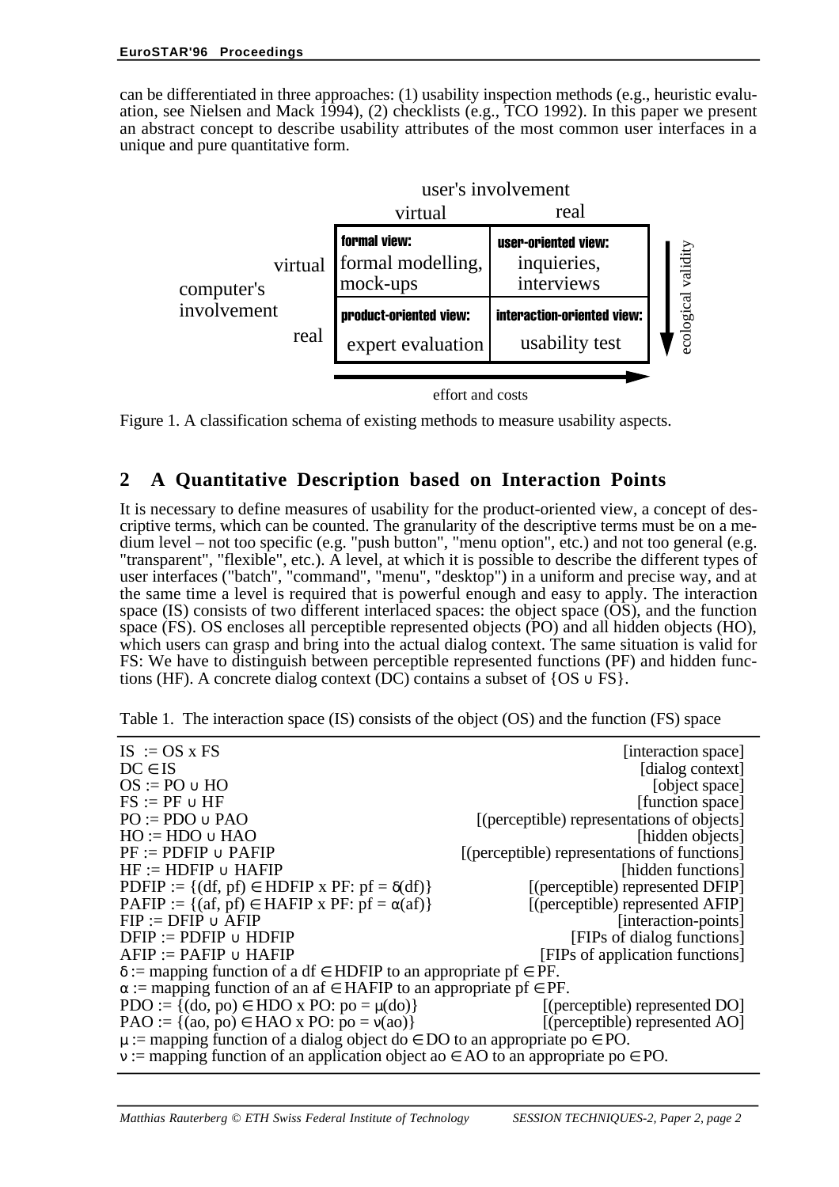can be differentiated in three approaches: (1) usability inspection methods (e.g., heuristic evaluation, see Nielsen and Mack 1994), (2) checklists (e.g., TCO 1992). In this paper we present an abstract concept to describe usability attributes of the most common user interfaces in a unique and pure quantitative form.

| | | user's involvement: virtual | user's involvement: real |
|---|---|---|---|
| computer's involvement | virtual | **formal view:** formal modelling, mock-ups | **user-oriented view:** inquieries, interviews |
| | real | **product-oriented view:** expert evaluation | **interaction-oriented view:** usability test |

effort and costs → ; ecological validity ↓

Figure 1. A classification schema of existing methods to measure usability aspects.

## 2 A Quantitative Description based on Interaction Points

It is necessary to define measures of usability for the product-oriented view, a concept of descriptive terms, which can be counted. The granularity of the descriptive terms must be on a medium level – not too specific (e.g. "push button", "menu option", etc.) and not too general (e.g. "transparent", "flexible", etc.). A level, at which it is possible to describe the different types of user interfaces ("batch", "command", "menu", "desktop") in a uniform and precise way, and at the same time a level is required that is powerful enough and easy to apply. The interaction space (IS) consists of two different interlaced spaces: the object space (OS), and the function space (FS). OS encloses all perceptible represented objects (PO) and all hidden objects (HO), which users can grasp and bring into the actual dialog context. The same situation is valid for FS: We have to distinguish between perceptible represented functions (PF) and hidden functions (HF). A concrete dialog context (DC) contains a subset of $\{OS \cup FS\}$.

Table 1. The interaction space (IS) consists of the object (OS) and the function (FS) space

| Definition | Description |
|---|---|
| $IS := OS \times FS$ | [interaction space] |
| $DC \in IS$ | [dialog context] |
| $OS := PO \cup HO$ | [object space] |
| $FS := PF \cup HF$ | [function space] |
| $PO := PDO \cup PAO$ | [(perceptible) representations of objects] |
| $HO := HDO \cup HAO$ | [hidden objects] |
| $PF := PDFIP \cup PAFIP$ | [(perceptible) representations of functions] |
| $HF := HDFIP \cup HAFIP$ | [hidden functions] |
| $PDFIP := \{(df, pf) \in HDFIP \times PF: pf = \delta(df)\}$ | [(perceptible) represented DFIP] |
| $PAFIP := \{(af, pf) \in HAFIP \times PF: pf = \alpha(af)\}$ | [(perceptible) represented AFIP] |
| $FIP := DFIP \cup AFIP$ | [interaction-points] |
| $DFIP := PDFIP \cup HDFIP$ | [FIPs of dialog functions] |
| $AFIP := PAFIP \cup HAFIP$ | [FIPs of application functions] |
| $\delta :=$ mapping function of a $df \in HDFIP$ to an appropriate $pf \in PF$. | |
| $\alpha :=$ mapping function of an $af \in HAFIP$ to an appropriate $pf \in PF$. | |
| $PDO := \{(do, po) \in HDO \times PO: po = \mu(do)\}$ | [(perceptible) represented DO] |
| $PAO := \{(ao, po) \in HAO \times PO: po = \nu(ao)\}$ | [(perceptible) represented AO] |
| $\mu :=$ mapping function of a dialog object $do \in DO$ to an appropriate $po \in PO$. | |
| $\nu :=$ mapping function of an application object $ao \in AO$ to an appropriate $po \in PO$. | |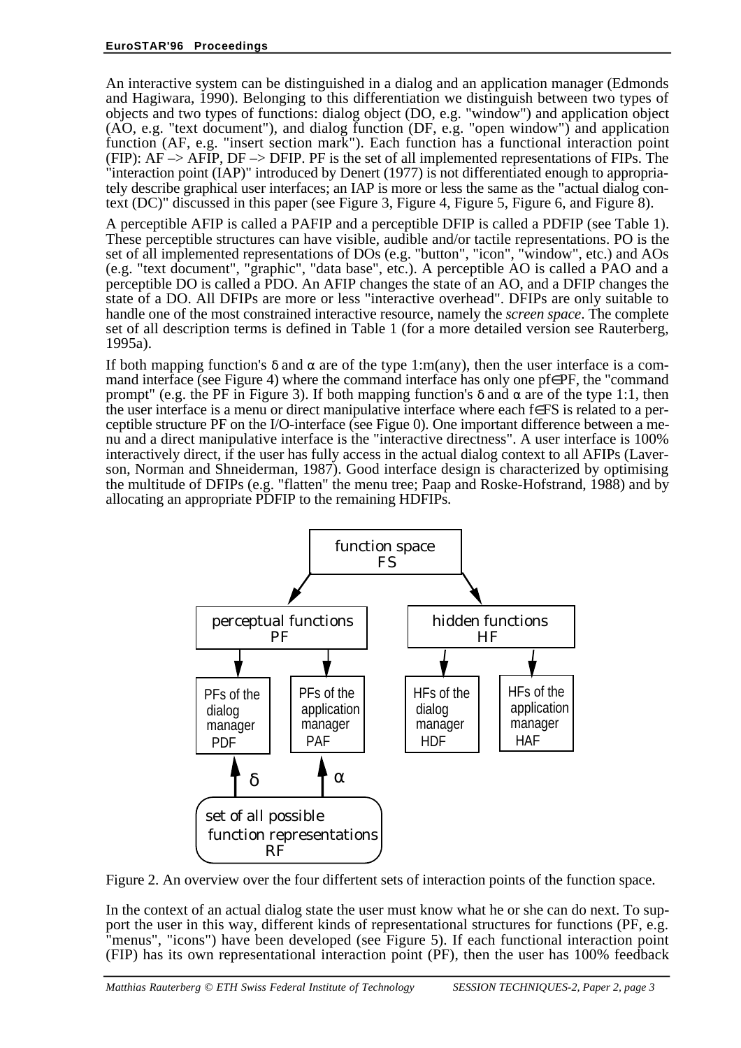An interactive system can be distinguished in a dialog and an application manager (Edmonds and Hagiwara, 1990). Belonging to this differentiation we distinguish between two types of objects and two types of functions: dialog object (DO, e.g. "window") and application object (AO, e.g. "text document"), and dialog function (DF, e.g. "open window") and application function (AF, e.g. "insert section mark"). Each function has a functional interaction point (FIP): AF –> AFIP, DF –> DFIP. PF is the set of all implemented representations of FIPs. The "interaction point (IAP)" introduced by Denert (1977) is not differentiated enough to appropriately describe graphical user interfaces; an IAP is more or less the same as the "actual dialog context (DC)" discussed in this paper (see Figure 3, Figure 4, Figure 5, Figure 6, and Figure 8).

A perceptible AFIP is called a PAFIP and a perceptible DFIP is called a PDFIP (see Table 1). These perceptible structures can have visible, audible and/or tactile representations. PO is the set of all implemented representations of DOs (e.g. "button", "icon", "window", etc.) and AOs (e.g. "text document", "graphic", "data base", etc.). A perceptible AO is called a PAO and a perceptible DO is called a PDO. An AFIP changes the state of an AO, and a DFIP changes the state of a DO. All DFIPs are more or less "interactive overhead". DFIPs are only suitable to handle one of the most constrained interactive resource, namely the *screen space*. The complete set of all description terms is defined in Table 1 (for a more detailed version see Rauterberg, 1995a).

If both mapping function's $\delta$ and $\alpha$ are of the type 1:m(any), then the user interface is a command interface (see Figure 4) where the command interface has only one $pf \in PF$, the "command prompt" (e.g. the PF in Figure 3). If both mapping function's $\delta$ and $\alpha$ are of the type 1:1, then the user interface is a menu or direct manipulative interface where each $f \in FS$ is related to a perceptible structure PF on the I/O-interface (see Figue 0). One important difference between a menu and a direct manipulative interface is the "interactive directness". A user interface is 100% interactively direct, if the user has fully access in the actual dialog context to all AFIPs (Laverson, Norman and Shneiderman, 1987). Good interface design is characterized by optimising the multitude of DFIPs (e.g. "flatten" the menu tree; Paap and Roske-Hofstrand, 1988) and by allocating an appropriate PDFIP to the remaining HDFIPs.

```
                    function space
                         FS
                  /              \
   perceptual functions       hidden functions
           PF                        HF
      /         \               /          \
PFs of the   PFs of the    HFs of the    HFs of the
dialog       application   dialog        application
manager      manager       manager       manager
PDF          PAF           HDF           HAF
   ^ δ          ^ α
   |            |
set of all possible
function representations
        RF
```

Figure 2. An overview over the four differtent sets of interaction points of the function space.

In the context of an actual dialog state the user must know what he or she can do next. To support the user in this way, different kinds of representational structures for functions (PF, e.g. "menus", "icons") have been developed (see Figure 5). If each functional interaction point (FIP) has its own representational interaction point (PF), then the user has 100% feedback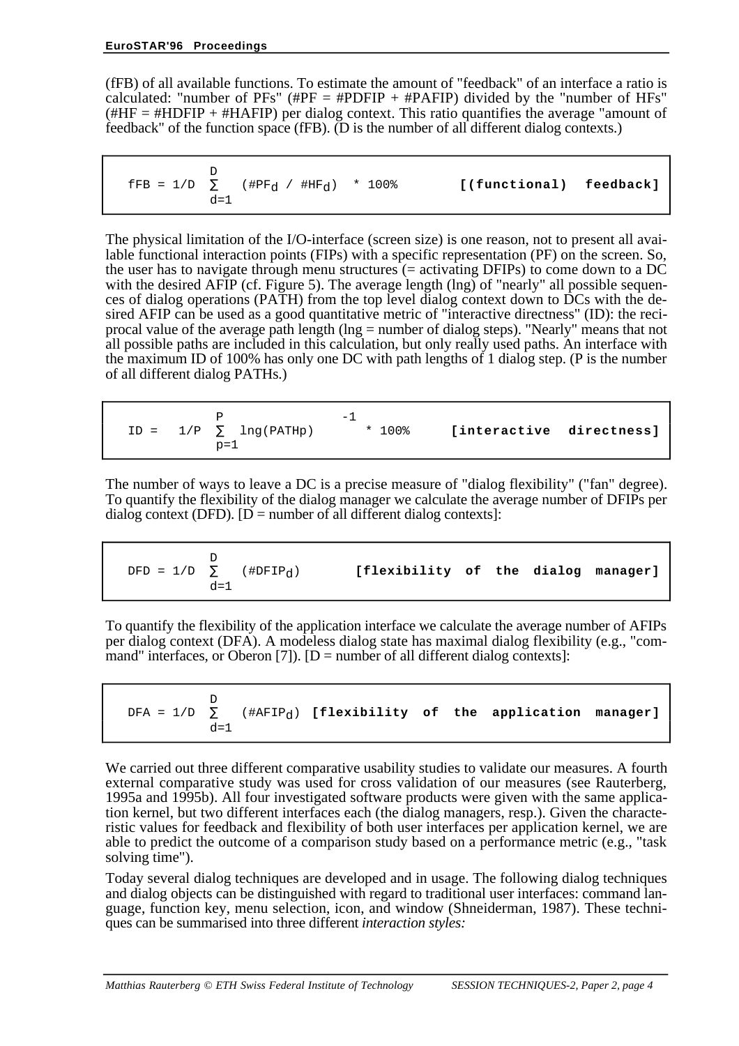(fFB) of all available functions. To estimate the amount of "feedback" of an interface a ratio is calculated: "number of PFs" (#PF = #PDFIP + #PAFIP) divided by the "number of HFs" (#HF = #HDFIP + #HAFIP) per dialog context. This ratio quantifies the average "amount of feedback" of the function space (fFB). (D is the number of all different dialog contexts.)

$$fFB = 1/D \sum_{d=1}^{D} (\#PF_d / \#HF_d) * 100\% \qquad \textbf{[(functional) feedback]}$$

The physical limitation of the I/O-interface (screen size) is one reason, not to present all available functional interaction points (FIPs) with a specific representation (PF) on the screen. So, the user has to navigate through menu structures (= activating DFIPs) to come down to a DC with the desired AFIP (cf. Figure 5). The average length (lng) of "nearly" all possible sequences of dialog operations (PATH) from the top level dialog context down to DCs with the desired AFIP can be used as a good quantitative metric of "interactive directness" (ID): the reciprocal value of the average path length (lng = number of dialog steps). "Nearly" means that not all possible paths are included in this calculation, but only really used paths. An interface with the maximum ID of 100% has only one DC with path lengths of 1 dialog step. (P is the number of all different dialog PATHs.)

$$ID = \left(1/P \sum_{p=1}^{P} lng(PATH_p)\right)^{-1} * 100\% \qquad \textbf{[interactive directness]}$$

The number of ways to leave a DC is a precise measure of "dialog flexibility" ("fan" degree). To quantify the flexibility of the dialog manager we calculate the average number of DFIPs per dialog context (DFD). [D = number of all different dialog contexts]:

$$DFD = 1/D \sum_{d=1}^{D} (\#DFIP_d) \qquad \textbf{[flexibility of the dialog manager]}$$

To quantify the flexibility of the application interface we calculate the average number of AFIPs per dialog context (DFA). A modeless dialog state has maximal dialog flexibility (e.g., "command" interfaces, or Oberon [7]). [D = number of all different dialog contexts]:

$$DFA = 1/D \sum_{d=1}^{D} (\#AFIP_d) \qquad \textbf{[flexibility of the application manager]}$$

We carried out three different comparative usability studies to validate our measures. A fourth external comparative study was used for cross validation of our measures (see Rauterberg, 1995a and 1995b). All four investigated software products were given with the same application kernel, but two different interfaces each (the dialog managers, resp.). Given the characteristic values for feedback and flexibility of both user interfaces per application kernel, we are able to predict the outcome of a comparison study based on a performance metric (e.g., "task solving time").

Today several dialog techniques are developed and in usage. The following dialog techniques and dialog objects can be distinguished with regard to traditional user interfaces: command language, function key, menu selection, icon, and window (Shneiderman, 1987). These techniques can be summarised into three different *interaction styles:*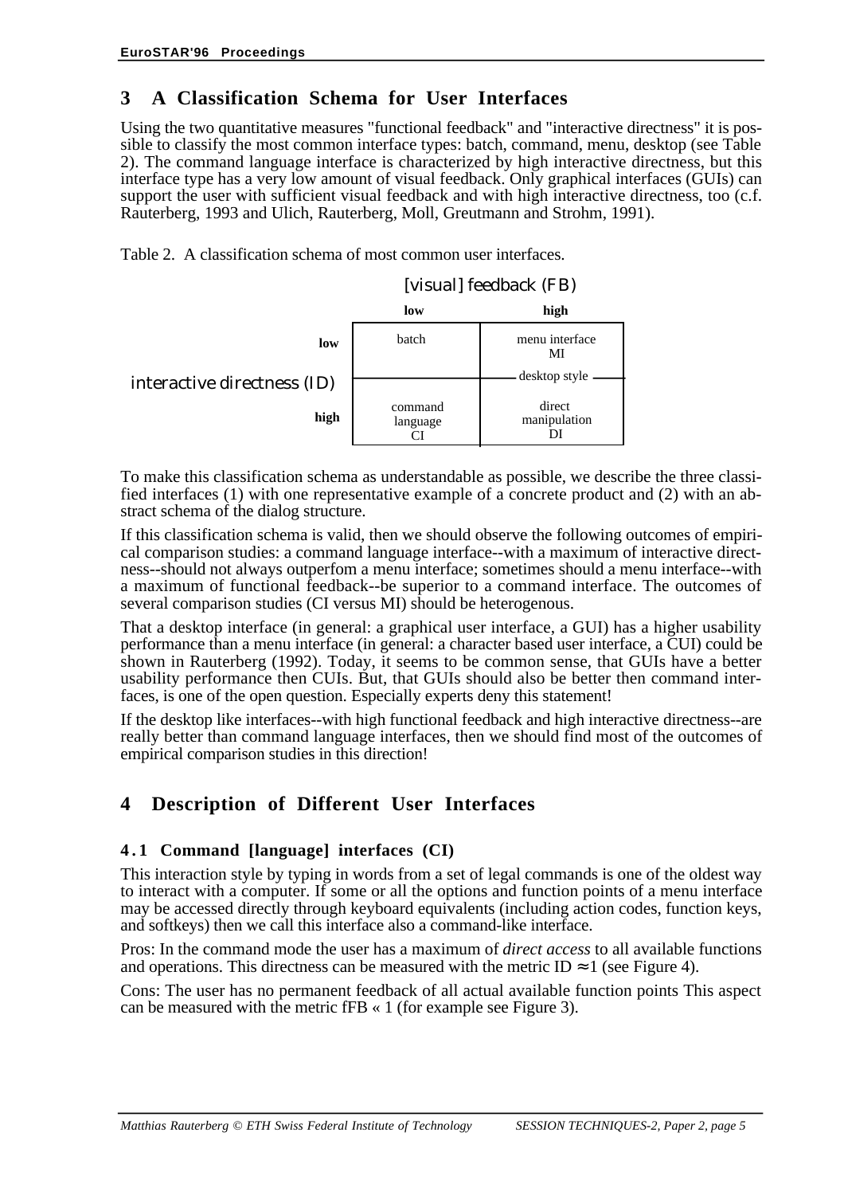## 3 A Classification Schema for User Interfaces

Using the two quantitative measures "functional feedback" and "interactive directness" it is possible to classify the most common interface types: batch, command, menu, desktop (see Table 2). The command language interface is characterized by high interactive directness, but this interface type has a very low amount of visual feedback. Only graphical interfaces (GUIs) can support the user with sufficient visual feedback and with high interactive directness, too (c.f. Rauterberg, 1993 and Ulich, Rauterberg, Moll, Greutmann and Strohm, 1991).

Table 2. A classification schema of most common user interfaces.

| | | [visual] feedback (FB) | |
|---|---|---|---|
| | | **low** | **high** |
| interactive directness (ID) | **low** | batch | menu interface MI |
| | | | desktop style |
| | **high** | command language CI | direct manipulation DI |

To make this classification schema as understandable as possible, we describe the three classified interfaces (1) with one representative example of a concrete product and (2) with an abstract schema of the dialog structure.

If this classification schema is valid, then we should observe the following outcomes of empirical comparison studies: a command language interface--with a maximum of interactive directness--should not always outperfom a menu interface; sometimes should a menu interface--with a maximum of functional feedback--be superior to a command interface. The outcomes of several comparison studies (CI versus MI) should be heterogenous.

That a desktop interface (in general: a graphical user interface, a GUI) has a higher usability performance than a menu interface (in general: a character based user interface, a CUI) could be shown in Rauterberg (1992). Today, it seems to be common sense, that GUIs have a better usability performance then CUIs. But, that GUIs should also be better then command interfaces, is one of the open question. Especially experts deny this statement!

If the desktop like interfaces--with high functional feedback and high interactive directness--are really better than command language interfaces, then we should find most of the outcomes of empirical comparison studies in this direction!

## 4 Description of Different User Interfaces

### 4.1 Command [language] interfaces (CI)

This interaction style by typing in words from a set of legal commands is one of the oldest way to interact with a computer. If some or all the options and function points of a menu interface may be accessed directly through keyboard equivalents (including action codes, function keys, and softkeys) then we call this interface also a command-like interface.

Pros: In the command mode the user has a maximum of *direct access* to all available functions and operations. This directness can be measured with the metric $ID \approx 1$ (see Figure 4).

Cons: The user has no permanent feedback of all actual available function points This aspect can be measured with the metric $fFB \ll 1$ (for example see Figure 3).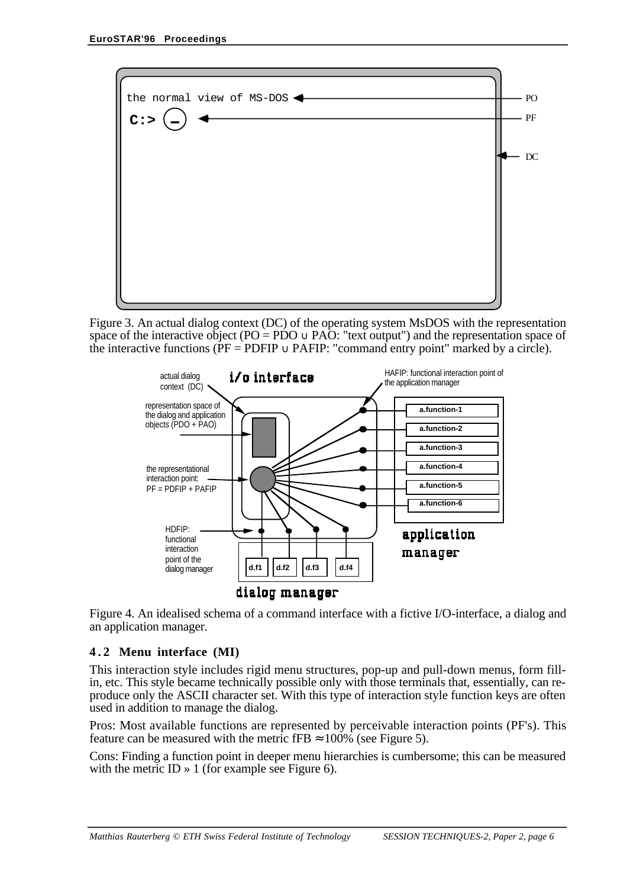Figure 3. An actual dialog context (DC) of the operating system MsDOS with the representation space of the interactive object (PO = PDO ∪ PAO: "text output") and the representation space of the interactive functions (PF = PDFIP ∪ PAFIP: "command entry point" marked by a circle).

Figure 4. An idealised schema of a command interface with a fictive I/O-interface, a dialog and an application manager.

### 4.2 Menu interface (MI)

This interaction style includes rigid menu structures, pop-up and pull-down menus, form fill-in, etc. This style became technically possible only with those terminals that, essentially, can reproduce only the ASCII character set. With this type of interaction style function keys are often used in addition to manage the dialog.

Pros: Most available functions are represented by perceivable interaction points (PF's). This feature can be measured with the metric fFB ≈100% (see Figure 5).

Cons: Finding a function point in deeper menu hierarchies is cumbersome; this can be measured with the metric ID » 1 (for example see Figure 6).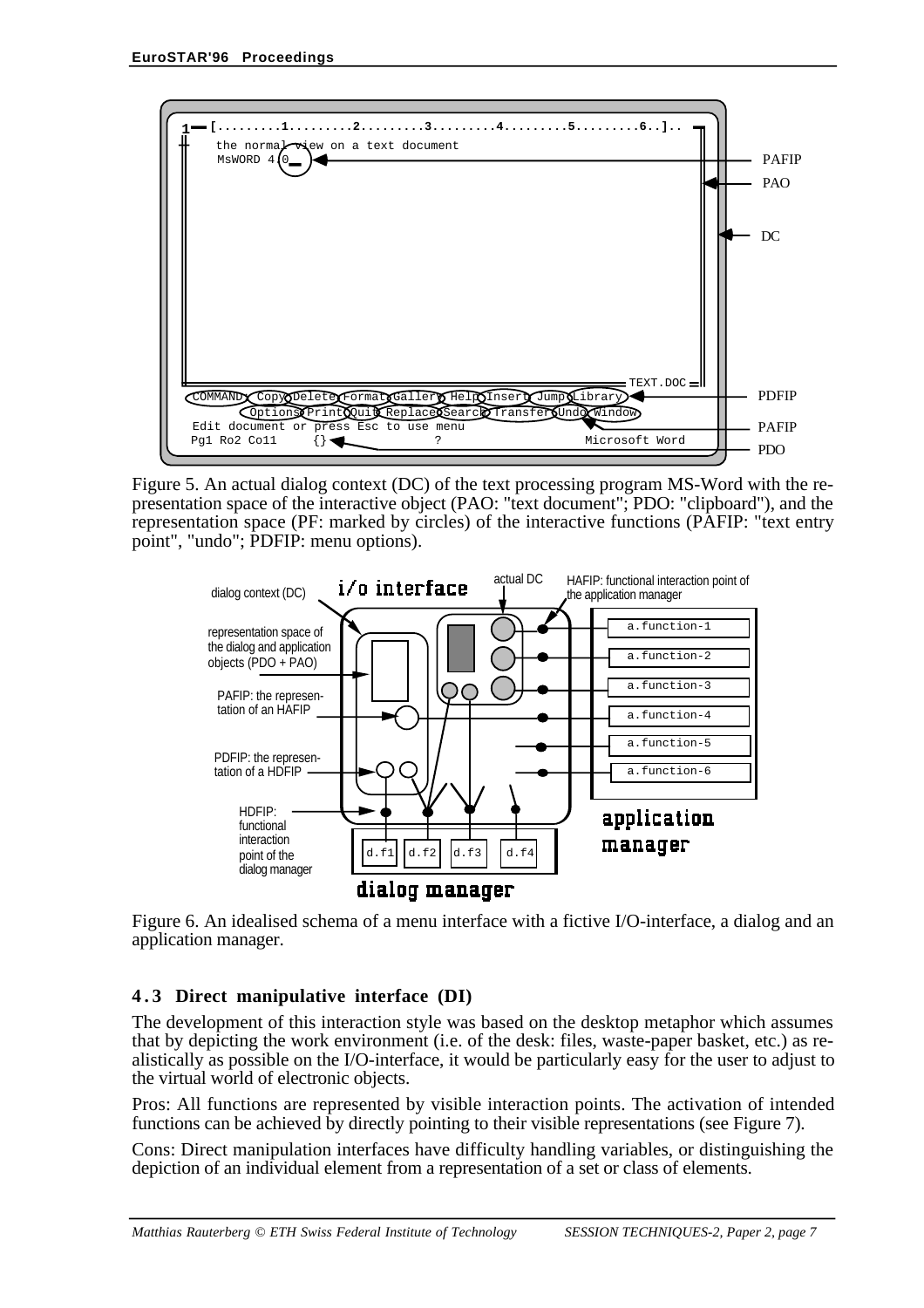Figure 5. An actual dialog context (DC) of the text processing program MS-Word with the representation space of the interactive object (PAO: "text document"; PDO: "clipboard"), and the representation space (PF: marked by circles) of the interactive functions (PAFIP: "text entry point", "undo"; PDFIP: menu options).

Figure 6. An idealised schema of a menu interface with a fictive I/O-interface, a dialog and an application manager.

### 4.3 Direct manipulative interface (DI)

The development of this interaction style was based on the desktop metaphor which assumes that by depicting the work environment (i.e. of the desk: files, waste-paper basket, etc.) as realistically as possible on the I/O-interface, it would be particularly easy for the user to adjust to the virtual world of electronic objects.

Pros: All functions are represented by visible interaction points. The activation of intended functions can be achieved by directly pointing to their visible representations (see Figure 7).

Cons: Direct manipulation interfaces have difficulty handling variables, or distinguishing the depiction of an individual element from a representation of a set or class of elements.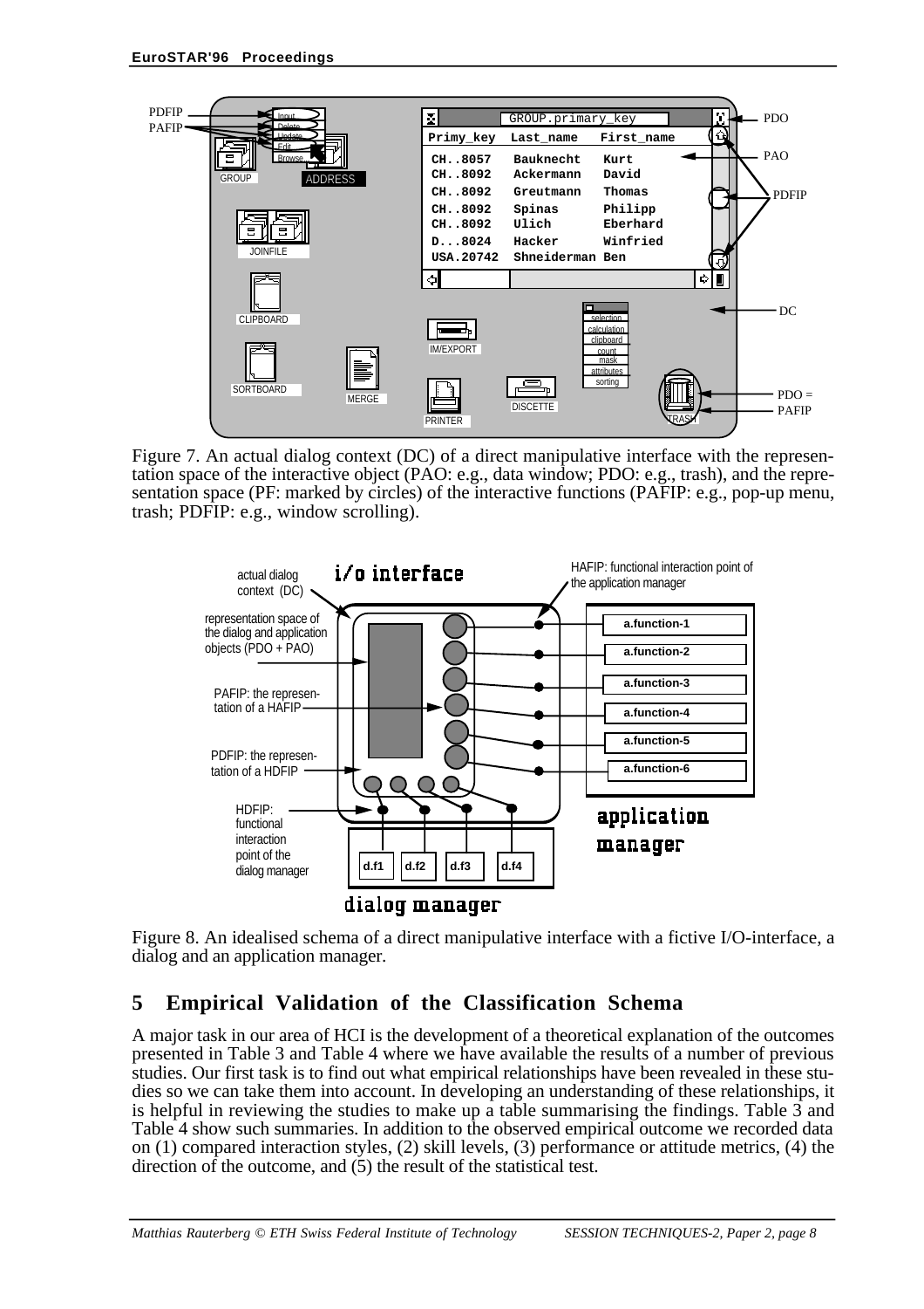Figure 7. An actual dialog context (DC) of a direct manipulative interface with the representation space of the interactive object (PAO: e.g., data window; PDO: e.g., trash), and the representation space (PF: marked by circles) of the interactive functions (PAFIP: e.g., pop-up menu, trash; PDFIP: e.g., window scrolling).

Figure 8. An idealised schema of a direct manipulative interface with a fictive I/O-interface, a dialog and an application manager.

## 5 Empirical Validation of the Classification Schema

A major task in our area of HCI is the development of a theoretical explanation of the outcomes presented in Table 3 and Table 4 where we have available the results of a number of previous studies. Our first task is to find out what empirical relationships have been revealed in these studies so we can take them into account. In developing an understanding of these relationships, it is helpful in reviewing the studies to make up a table summarising the findings. Table 3 and Table 4 show such summaries. In addition to the observed empirical outcome we recorded data on (1) compared interaction styles, (2) skill levels, (3) performance or attitude metrics, (4) the direction of the outcome, and (5) the result of the statistical test.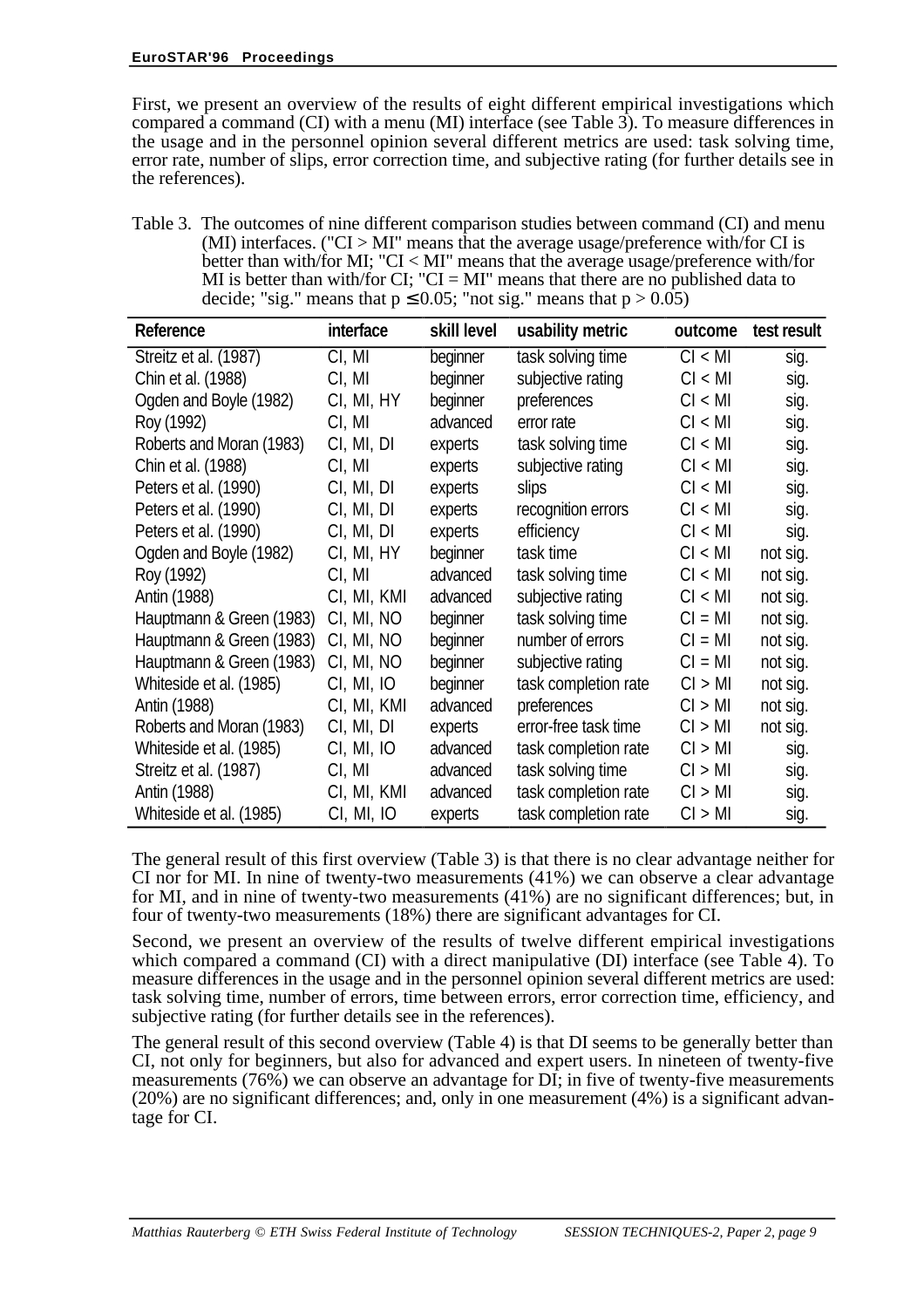First, we present an overview of the results of eight different empirical investigations which compared a command (CI) with a menu (MI) interface (see Table 3). To measure differences in the usage and in the personnel opinion several different metrics are used: task solving time, error rate, number of slips, error correction time, and subjective rating (for further details see in the references).

Table 3. The outcomes of nine different comparison studies between command (CI) and menu (MI) interfaces. ("CI > MI" means that the average usage/preference with/for CI is better than with/for MI; "CI < MI" means that the average usage/preference with/for MI is better than with/for CI; "CI = MI" means that there are no published data to decide; "sig." means that $p \leq 0.05$; "not sig." means that $p > 0.05$)

| Reference | interface | skill level | usability metric | outcome | test result |
|---|---|---|---|---|---|
| Streitz et al. (1987) | CI, MI | beginner | task solving time | CI < MI | sig. |
| Chin et al. (1988) | CI, MI | beginner | subjective rating | CI < MI | sig. |
| Ogden and Boyle (1982) | CI, MI, HY | beginner | preferences | CI < MI | sig. |
| Roy (1992) | CI, MI | advanced | error rate | CI < MI | sig. |
| Roberts and Moran (1983) | CI, MI, DI | experts | task solving time | CI < MI | sig. |
| Chin et al. (1988) | CI, MI | experts | subjective rating | CI < MI | sig. |
| Peters et al. (1990) | CI, MI, DI | experts | slips | CI < MI | sig. |
| Peters et al. (1990) | CI, MI, DI | experts | recognition errors | CI < MI | sig. |
| Peters et al. (1990) | CI, MI, DI | experts | efficiency | CI < MI | sig. |
| Ogden and Boyle (1982) | CI, MI, HY | beginner | task time | CI < MI | not sig. |
| Roy (1992) | CI, MI | advanced | task solving time | CI < MI | not sig. |
| Antin (1988) | CI, MI, KMI | advanced | subjective rating | CI < MI | not sig. |
| Hauptmann & Green (1983) | CI, MI, NO | beginner | task solving time | CI = MI | not sig. |
| Hauptmann & Green (1983) | CI, MI, NO | beginner | number of errors | CI = MI | not sig. |
| Hauptmann & Green (1983) | CI, MI, NO | beginner | subjective rating | CI = MI | not sig. |
| Whiteside et al. (1985) | CI, MI, IO | beginner | task completion rate | CI > MI | not sig. |
| Antin (1988) | CI, MI, KMI | advanced | preferences | CI > MI | not sig. |
| Roberts and Moran (1983) | CI, MI, DI | experts | error-free task time | CI > MI | not sig. |
| Whiteside et al. (1985) | CI, MI, IO | advanced | task completion rate | CI > MI | sig. |
| Streitz et al. (1987) | CI, MI | advanced | task solving time | CI > MI | sig. |
| Antin (1988) | CI, MI, KMI | advanced | task completion rate | CI > MI | sig. |
| Whiteside et al. (1985) | CI, MI, IO | experts | task completion rate | CI > MI | sig. |

The general result of this first overview (Table 3) is that there is no clear advantage neither for CI nor for MI. In nine of twenty-two measurements (41%) we can observe a clear advantage for MI, and in nine of twenty-two measurements (41%) are no significant differences; but, in four of twenty-two measurements (18%) there are significant advantages for CI.

Second, we present an overview of the results of twelve different empirical investigations which compared a command (CI) with a direct manipulative (DI) interface (see Table 4). To measure differences in the usage and in the personnel opinion several different metrics are used: task solving time, number of errors, time between errors, error correction time, efficiency, and subjective rating (for further details see in the references).

The general result of this second overview (Table 4) is that DI seems to be generally better than CI, not only for beginners, but also for advanced and expert users. In nineteen of twenty-five measurements (76%) we can observe an advantage for DI; in five of twenty-five measurements (20%) are no significant differences; and, only in one measurement (4%) is a significant advantage for CI.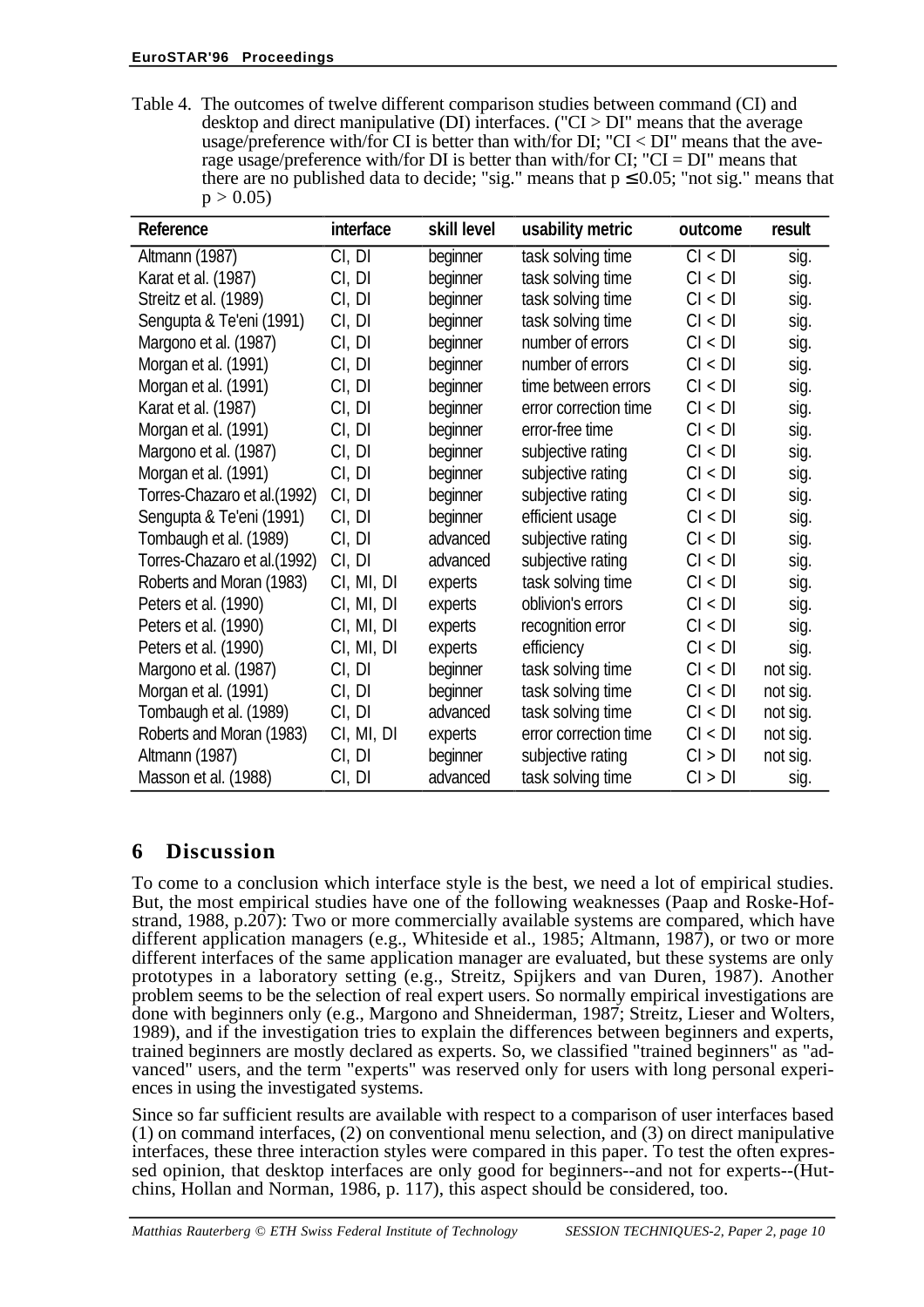Table 4. The outcomes of twelve different comparison studies between command (CI) and desktop and direct manipulative (DI) interfaces. ("CI > DI" means that the average usage/preference with/for CI is better than with/for DI; "CI < DI" means that the average usage/preference with/for DI is better than with/for CI; "CI = DI" means that there are no published data to decide; "sig." means that $p \leq 0.05$; "not sig." means that $p > 0.05$)

| Reference | interface | skill level | usability metric | outcome | result |
|---|---|---|---|---|---|
| Altmann (1987) | CI, DI | beginner | task solving time | CI < DI | sig. |
| Karat et al. (1987) | CI, DI | beginner | task solving time | CI < DI | sig. |
| Streitz et al. (1989) | CI, DI | beginner | task solving time | CI < DI | sig. |
| Sengupta & Te'eni (1991) | CI, DI | beginner | task solving time | CI < DI | sig. |
| Margono et al. (1987) | CI, DI | beginner | number of errors | CI < DI | sig. |
| Morgan et al. (1991) | CI, DI | beginner | number of errors | CI < DI | sig. |
| Morgan et al. (1991) | CI, DI | beginner | time between errors | CI < DI | sig. |
| Karat et al. (1987) | CI, DI | beginner | error correction time | CI < DI | sig. |
| Morgan et al. (1991) | CI, DI | beginner | error-free time | CI < DI | sig. |
| Margono et al. (1987) | CI, DI | beginner | subjective rating | CI < DI | sig. |
| Morgan et al. (1991) | CI, DI | beginner | subjective rating | CI < DI | sig. |
| Torres-Chazaro et al.(1992) | CI, DI | beginner | subjective rating | CI < DI | sig. |
| Sengupta & Te'eni (1991) | CI, DI | beginner | efficient usage | CI < DI | sig. |
| Tombaugh et al. (1989) | CI, DI | advanced | subjective rating | CI < DI | sig. |
| Torres-Chazaro et al.(1992) | CI, DI | advanced | subjective rating | CI < DI | sig. |
| Roberts and Moran (1983) | CI, MI, DI | experts | task solving time | CI < DI | sig. |
| Peters et al. (1990) | CI, MI, DI | experts | oblivion's errors | CI < DI | sig. |
| Peters et al. (1990) | CI, MI, DI | experts | recognition error | CI < DI | sig. |
| Peters et al. (1990) | CI, MI, DI | experts | efficiency | CI < DI | sig. |
| Margono et al. (1987) | CI, DI | beginner | task solving time | CI < DI | not sig. |
| Morgan et al. (1991) | CI, DI | beginner | task solving time | CI < DI | not sig. |
| Tombaugh et al. (1989) | CI, DI | advanced | task solving time | CI < DI | not sig. |
| Roberts and Moran (1983) | CI, MI, DI | experts | error correction time | CI < DI | not sig. |
| Altmann (1987) | CI, DI | beginner | subjective rating | CI > DI | not sig. |
| Masson et al. (1988) | CI, DI | advanced | task solving time | CI > DI | sig. |

## 6 Discussion

To come to a conclusion which interface style is the best, we need a lot of empirical studies. But, the most empirical studies have one of the following weaknesses (Paap and Roske-Hofstrand, 1988, p.207): Two or more commercially available systems are compared, which have different application managers (e.g., Whiteside et al., 1985; Altmann, 1987), or two or more different interfaces of the same application manager are evaluated, but these systems are only prototypes in a laboratory setting (e.g., Streitz, Spijkers and van Duren, 1987). Another problem seems to be the selection of real expert users. So normally empirical investigations are done with beginners only (e.g., Margono and Shneiderman, 1987; Streitz, Lieser and Wolters, 1989), and if the investigation tries to explain the differences between beginners and experts, trained beginners are mostly declared as experts. So, we classified "trained beginners" as "advanced" users, and the term "experts" was reserved only for users with long personal experiences in using the investigated systems.

Since so far sufficient results are available with respect to a comparison of user interfaces based (1) on command interfaces, (2) on conventional menu selection, and (3) on direct manipulative interfaces, these three interaction styles were compared in this paper. To test the often expressed opinion, that desktop interfaces are only good for beginners--and not for experts--(Hutchins, Hollan and Norman, 1986, p. 117), this aspect should be considered, too.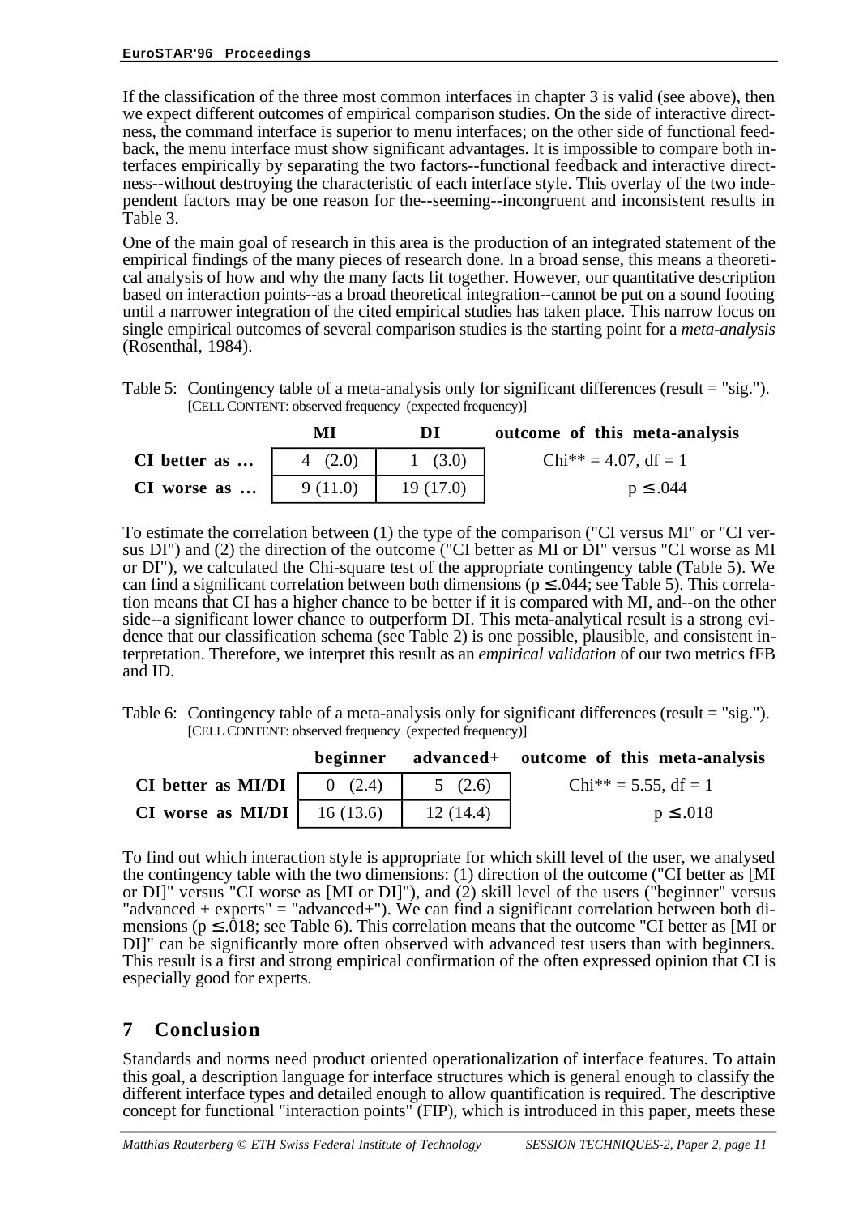If the classification of the three most common interfaces in chapter 3 is valid (see above), then we expect different outcomes of empirical comparison studies. On the side of interactive directness, the command interface is superior to menu interfaces; on the other side of functional feedback, the menu interface must show significant advantages. It is impossible to compare both interfaces empirically by separating the two factors--functional feedback and interactive directness--without destroying the characteristic of each interface style. This overlay of the two independent factors may be one reason for the--seeming--incongruent and inconsistent results in Table 3.

One of the main goal of research in this area is the production of an integrated statement of the empirical findings of the many pieces of research done. In a broad sense, this means a theoretical analysis of how and why the many facts fit together. However, our quantitative description based on interaction points--as a broad theoretical integration--cannot be put on a sound footing until a narrower integration of the cited empirical studies has taken place. This narrow focus on single empirical outcomes of several comparison studies is the starting point for a *meta-analysis* (Rosenthal, 1984).

Table 5: Contingency table of a meta-analysis only for significant differences (result = "sig.").
[CELL CONTENT: observed frequency (expected frequency)]

| | MI | DI | outcome of this meta-analysis |
|---|---|---|---|
| **CI better as ...** | 4 (2.0) | 1 (3.0) | Chi** = 4.07, df = 1 |
| **CI worse as ...** | 9 (11.0) | 19 (17.0) | $p \leq .044$ |

To estimate the correlation between (1) the type of the comparison ("CI versus MI" or "CI versus DI") and (2) the direction of the outcome ("CI better as MI or DI" versus "CI worse as MI or DI"), we calculated the Chi-square test of the appropriate contingency table (Table 5). We can find a significant correlation between both dimensions ($p \leq .044$; see Table 5). This correlation means that CI has a higher chance to be better if it is compared with MI, and--on the other side--a significant lower chance to outperform DI. This meta-analytical result is a strong evidence that our classification schema (see Table 2) is one possible, plausible, and consistent interpretation. Therefore, we interpret this result as an *empirical validation* of our two metrics fFB and ID.

Table 6: Contingency table of a meta-analysis only for significant differences (result = "sig.").
[CELL CONTENT: observed frequency (expected frequency)]

| | beginner | advanced+ | outcome of this meta-analysis |
|---|---|---|---|
| **CI better as MI/DI** | 0 (2.4) | 5 (2.6) | Chi** = 5.55, df = 1 |
| **CI worse as MI/DI** | 16 (13.6) | 12 (14.4) | $p \leq .018$ |

To find out which interaction style is appropriate for which skill level of the user, we analysed the contingency table with the two dimensions: (1) direction of the outcome ("CI better as [MI or DI]" versus "CI worse as [MI or DI]"), and (2) skill level of the users ("beginner" versus "advanced + experts" = "advanced+"). We can find a significant correlation between both dimensions ($p \leq .018$; see Table 6). This correlation means that the outcome "CI better as [MI or DI]" can be significantly more often observed with advanced test users than with beginners. This result is a first and strong empirical confirmation of the often expressed opinion that CI is especially good for experts.

## 7 Conclusion

Standards and norms need product oriented operationalization of interface features. To attain this goal, a description language for interface structures which is general enough to classify the different interface types and detailed enough to allow quantification is required. The descriptive concept for functional "interaction points" (FIP), which is introduced in this paper, meets these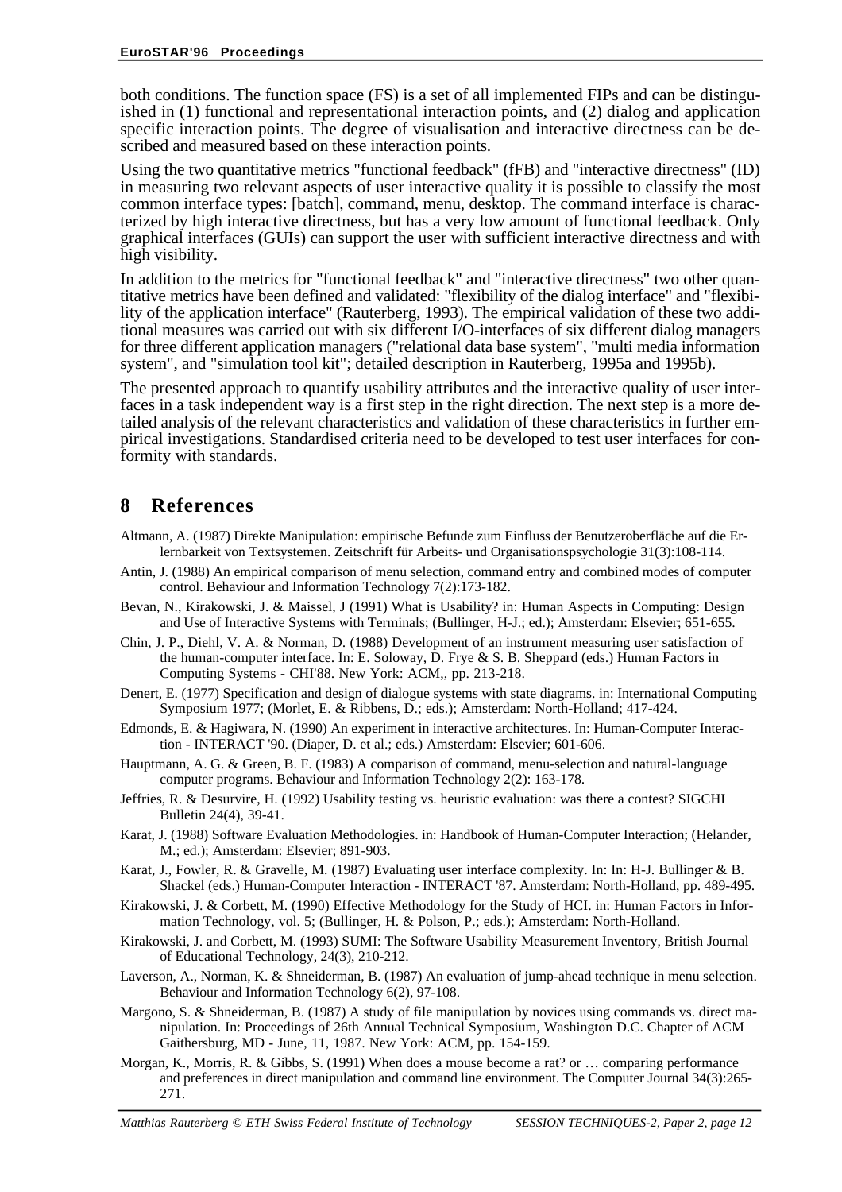both conditions. The function space (FS) is a set of all implemented FIPs and can be distinguished in (1) functional and representational interaction points, and (2) dialog and application specific interaction points. The degree of visualisation and interactive directness can be described and measured based on these interaction points.

Using the two quantitative metrics "functional feedback" (fFB) and "interactive directness" (ID) in measuring two relevant aspects of user interactive quality it is possible to classify the most common interface types: [batch], command, menu, desktop. The command interface is characterized by high interactive directness, but has a very low amount of functional feedback. Only graphical interfaces (GUIs) can support the user with sufficient interactive directness and with high visibility.

In addition to the metrics for "functional feedback" and "interactive directness" two other quantitative metrics have been defined and validated: "flexibility of the dialog interface" and "flexibility of the application interface" (Rauterberg, 1993). The empirical validation of these two additional measures was carried out with six different I/O-interfaces of six different dialog managers for three different application managers ("relational data base system", "multi media information system", and "simulation tool kit"; detailed description in Rauterberg, 1995a and 1995b).

The presented approach to quantify usability attributes and the interactive quality of user interfaces in a task independent way is a first step in the right direction. The next step is a more detailed analysis of the relevant characteristics and validation of these characteristics in further empirical investigations. Standardised criteria need to be developed to test user interfaces for conformity with standards.

## 8 References

Altmann, A. (1987) Direkte Manipulation: empirische Befunde zum Einfluss der Benutzeroberfläche auf die Erlernbarkeit von Textsystemen. Zeitschrift für Arbeits- und Organisationspsychologie 31(3):108-114.

Antin, J. (1988) An empirical comparison of menu selection, command entry and combined modes of computer control. Behaviour and Information Technology 7(2):173-182.

Bevan, N., Kirakowski, J. & Maissel, J (1991) What is Usability? in: Human Aspects in Computing: Design and Use of Interactive Systems with Terminals; (Bullinger, H-J.; ed.); Amsterdam: Elsevier; 651-655.

Chin, J. P., Diehl, V. A. & Norman, D. (1988) Development of an instrument measuring user satisfaction of the human-computer interface. In: E. Soloway, D. Frye & S. B. Sheppard (eds.) Human Factors in Computing Systems - CHI'88. New York: ACM,, pp. 213-218.

Denert, E. (1977) Specification and design of dialogue systems with state diagrams. in: International Computing Symposium 1977; (Morlet, E. & Ribbens, D.; eds.); Amsterdam: North-Holland; 417-424.

Edmonds, E. & Hagiwara, N. (1990) An experiment in interactive architectures. In: Human-Computer Interaction - INTERACT '90. (Diaper, D. et al.; eds.) Amsterdam: Elsevier; 601-606.

Hauptmann, A. G. & Green, B. F. (1983) A comparison of command, menu-selection and natural-language computer programs. Behaviour and Information Technology 2(2): 163-178.

Jeffries, R. & Desurvire, H. (1992) Usability testing vs. heuristic evaluation: was there a contest? SIGCHI Bulletin 24(4), 39-41.

Karat, J. (1988) Software Evaluation Methodologies. in: Handbook of Human-Computer Interaction; (Helander, M.; ed.); Amsterdam: Elsevier; 891-903.

Karat, J., Fowler, R. & Gravelle, M. (1987) Evaluating user interface complexity. In: In: H-J. Bullinger & B. Shackel (eds.) Human-Computer Interaction - INTERACT '87. Amsterdam: North-Holland, pp. 489-495.

Kirakowski, J. & Corbett, M. (1990) Effective Methodology for the Study of HCI. in: Human Factors in Information Technology, vol. 5; (Bullinger, H. & Polson, P.; eds.); Amsterdam: North-Holland.

Kirakowski, J. and Corbett, M. (1993) SUMI: The Software Usability Measurement Inventory, British Journal of Educational Technology, 24(3), 210-212.

Laverson, A., Norman, K. & Shneiderman, B. (1987) An evaluation of jump-ahead technique in menu selection. Behaviour and Information Technology 6(2), 97-108.

Margono, S. & Shneiderman, B. (1987) A study of file manipulation by novices using commands vs. direct manipulation. In: Proceedings of 26th Annual Technical Symposium, Washington D.C. Chapter of ACM Gaithersburg, MD - June, 11, 1987. New York: ACM, pp. 154-159.

Morgan, K., Morris, R. & Gibbs, S. (1991) When does a mouse become a rat? or … comparing performance and preferences in direct manipulation and command line environment. The Computer Journal 34(3):265-271.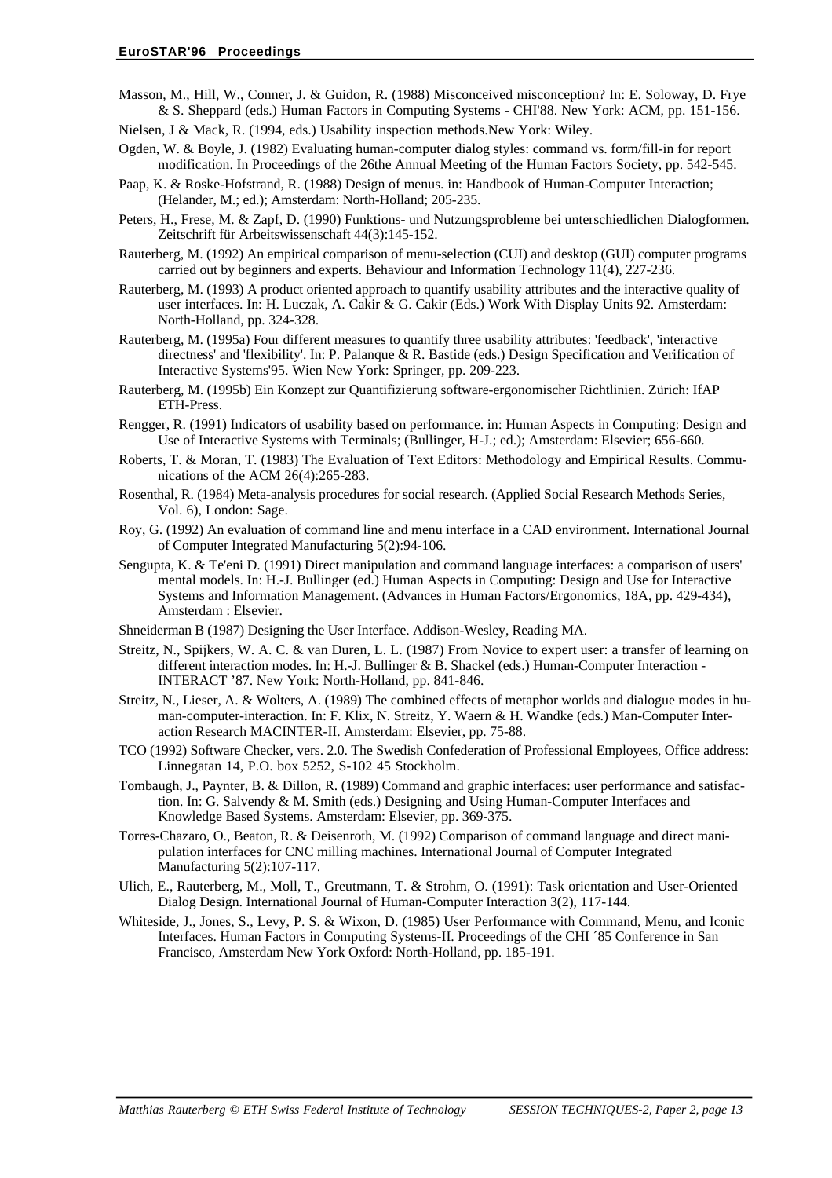Masson, M., Hill, W., Conner, J. & Guidon, R. (1988) Misconceived misconception? In: E. Soloway, D. Frye & S. Sheppard (eds.) Human Factors in Computing Systems - CHI'88. New York: ACM, pp. 151-156.

Nielsen, J & Mack, R. (1994, eds.) Usability inspection methods.New York: Wiley.

Ogden, W. & Boyle, J. (1982) Evaluating human-computer dialog styles: command vs. form/fill-in for report modification. In Proceedings of the 26the Annual Meeting of the Human Factors Society, pp. 542-545.

Paap, K. & Roske-Hofstrand, R. (1988) Design of menus. in: Handbook of Human-Computer Interaction; (Helander, M.; ed.); Amsterdam: North-Holland; 205-235.

Peters, H., Frese, M. & Zapf, D. (1990) Funktions- und Nutzungsprobleme bei unterschiedlichen Dialogformen. Zeitschrift für Arbeitswissenschaft 44(3):145-152.

Rauterberg, M. (1992) An empirical comparison of menu-selection (CUI) and desktop (GUI) computer programs carried out by beginners and experts. Behaviour and Information Technology 11(4), 227-236.

Rauterberg, M. (1993) A product oriented approach to quantify usability attributes and the interactive quality of user interfaces. In: H. Luczak, A. Cakir & G. Cakir (Eds.) Work With Display Units 92. Amsterdam: North-Holland, pp. 324-328.

Rauterberg, M. (1995a) Four different measures to quantify three usability attributes: 'feedback', 'interactive directness' and 'flexibility'. In: P. Palanque & R. Bastide (eds.) Design Specification and Verification of Interactive Systems'95. Wien New York: Springer, pp. 209-223.

Rauterberg, M. (1995b) Ein Konzept zur Quantifizierung software-ergonomischer Richtlinien. Zürich: IfAP ETH-Press.

Rengger, R. (1991) Indicators of usability based on performance. in: Human Aspects in Computing: Design and Use of Interactive Systems with Terminals; (Bullinger, H-J.; ed.); Amsterdam: Elsevier; 656-660.

Roberts, T. & Moran, T. (1983) The Evaluation of Text Editors: Methodology and Empirical Results. Communications of the ACM 26(4):265-283.

Rosenthal, R. (1984) Meta-analysis procedures for social research. (Applied Social Research Methods Series, Vol. 6), London: Sage.

Roy, G. (1992) An evaluation of command line and menu interface in a CAD environment. International Journal of Computer Integrated Manufacturing 5(2):94-106.

Sengupta, K. & Te'eni D. (1991) Direct manipulation and command language interfaces: a comparison of users' mental models. In: H.-J. Bullinger (ed.) Human Aspects in Computing: Design and Use for Interactive Systems and Information Management. (Advances in Human Factors/Ergonomics, 18A, pp. 429-434), Amsterdam : Elsevier.

Shneiderman B (1987) Designing the User Interface. Addison-Wesley, Reading MA.

Streitz, N., Spijkers, W. A. C. & van Duren, L. L. (1987) From Novice to expert user: a transfer of learning on different interaction modes. In: H.-J. Bullinger & B. Shackel (eds.) Human-Computer Interaction - INTERACT '87. New York: North-Holland, pp. 841-846.

Streitz, N., Lieser, A. & Wolters, A. (1989) The combined effects of metaphor worlds and dialogue modes in human-computer-interaction. In: F. Klix, N. Streitz, Y. Waern & H. Wandke (eds.) Man-Computer Interaction Research MACINTER-II. Amsterdam: Elsevier, pp. 75-88.

TCO (1992) Software Checker, vers. 2.0. The Swedish Confederation of Professional Employees, Office address: Linnegatan 14, P.O. box 5252, S-102 45 Stockholm.

Tombaugh, J., Paynter, B. & Dillon, R. (1989) Command and graphic interfaces: user performance and satisfaction. In: G. Salvendy & M. Smith (eds.) Designing and Using Human-Computer Interfaces and Knowledge Based Systems. Amsterdam: Elsevier, pp. 369-375.

Torres-Chazaro, O., Beaton, R. & Deisenroth, M. (1992) Comparison of command language and direct manipulation interfaces for CNC milling machines. International Journal of Computer Integrated Manufacturing 5(2):107-117.

Ulich, E., Rauterberg, M., Moll, T., Greutmann, T. & Strohm, O. (1991): Task orientation and User-Oriented Dialog Design. International Journal of Human-Computer Interaction 3(2), 117-144.

Whiteside, J., Jones, S., Levy, P. S. & Wixon, D. (1985) User Performance with Command, Menu, and Iconic Interfaces. Human Factors in Computing Systems-II. Proceedings of the CHI ´85 Conference in San Francisco, Amsterdam New York Oxford: North-Holland, pp. 185-191.